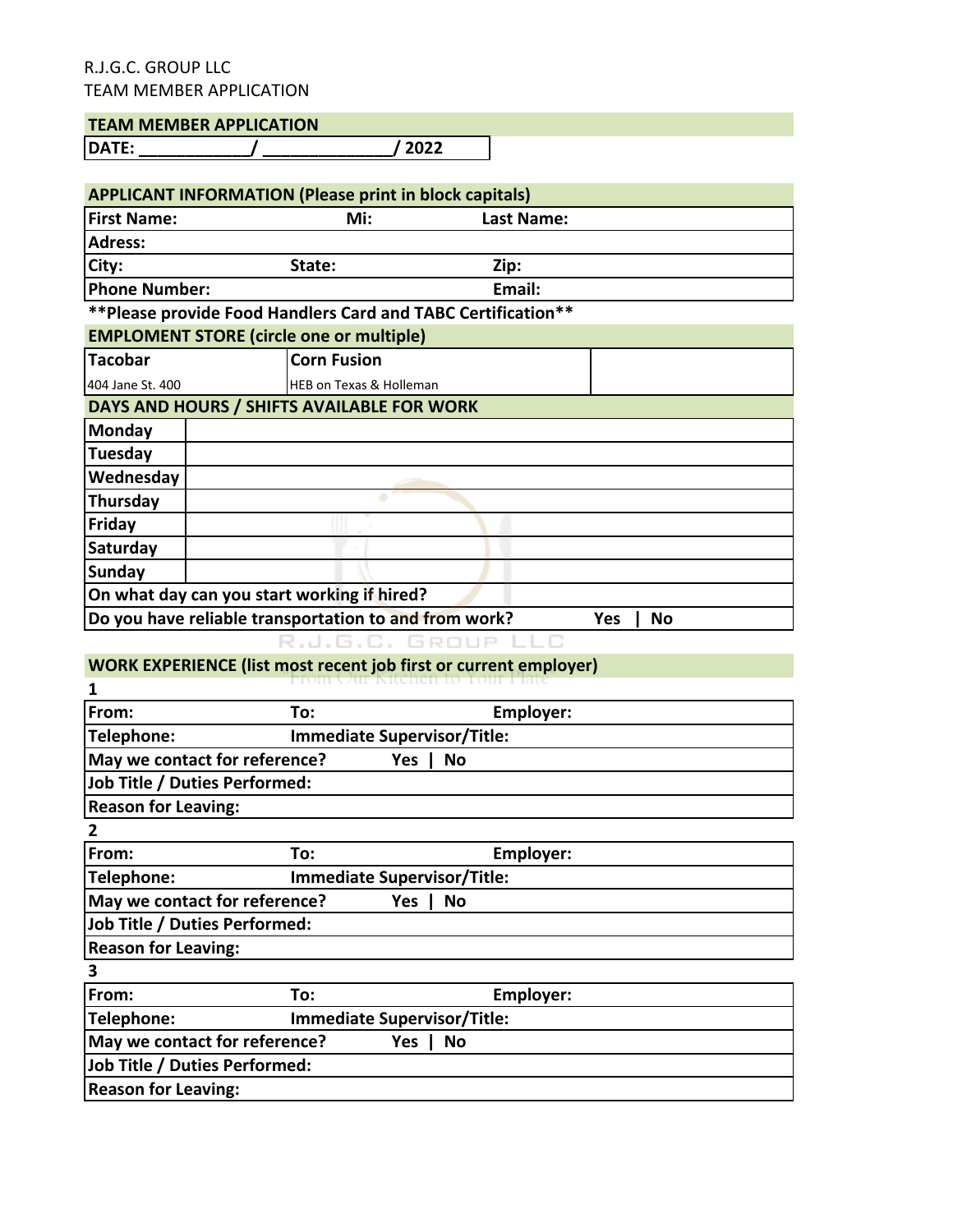R.J.G.C. GROUP LLC
TEAM MEMBER APPLICATION

## TEAM MEMBER APPLICATION

**DATE: ___________/ _____________/ 2022**

## APPLICANT INFORMATION (Please print in block capitals)

| **First Name:** | **Mi:** | **Last Name:** |
|---|---|---|
| **Adress:** | | |
| **City:** | **State:** | **Zip:** |
| **Phone Number:** | | **Email:** |

**\*\*Please provide Food Handlers Card and TABC Certification\*\***

## EMPLOMENT STORE (circle one or multiple)

| **Tacobar** | **Corn Fusion** | |
|---|---|---|
| 404 Jane St. 400 | HEB on Texas & Holleman | |

## DAYS AND HOURS / SHIFTS AVAILABLE FOR WORK

| | |
|---|---|
| **Monday** | |
| **Tuesday** | |
| **Wednesday** | |
| **Thursday** | |
| **Friday** | |
| **Saturday** | |
| **Sunday** | |

**On what day can you start working if hired?**

**Do you have reliable transportation to and from work?** **Yes | No**

R.J.G.C. GROUP LLC
From Our Kitchen to Your Plate

## WORK EXPERIENCE (list most recent job first or current employer)

**1**

| **From:** | **To:** | **Employer:** |
|---|---|---|
| **Telephone:** | **Immediate Supervisor/Title:** | |
| **May we contact for reference?** | **Yes \| No** | |
| **Job Title / Duties Performed:** | | |
| **Reason for Leaving:** | | |

**2**

| **From:** | **To:** | **Employer:** |
|---|---|---|
| **Telephone:** | **Immediate Supervisor/Title:** | |
| **May we contact for reference?** | **Yes \| No** | |
| **Job Title / Duties Performed:** | | |
| **Reason for Leaving:** | | |

**3**

| **From:** | **To:** | **Employer:** |
|---|---|---|
| **Telephone:** | **Immediate Supervisor/Title:** | |
| **May we contact for reference?** | **Yes \| No** | |
| **Job Title / Duties Performed:** | | |
| **Reason for Leaving:** | | |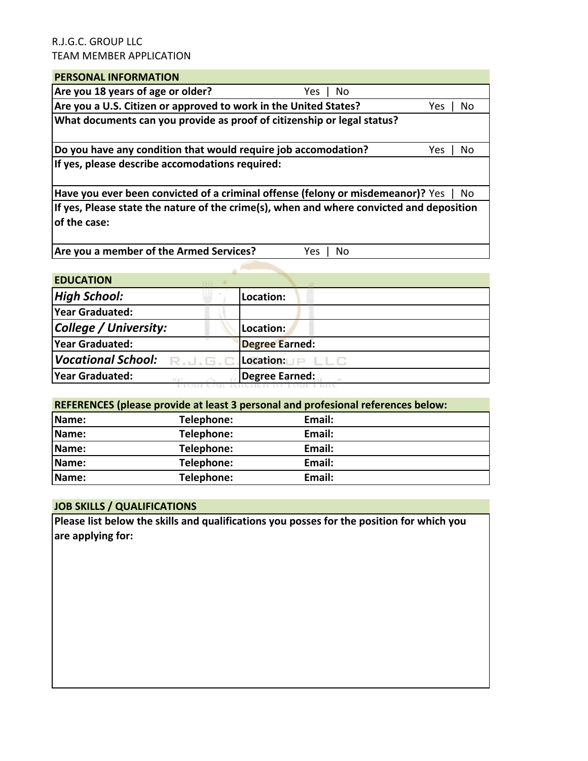R.J.G.C. GROUP LLC
TEAM MEMBER APPLICATION

| PERSONAL INFORMATION | |
|---|---|
| **Are you 18 years of age or older?** | Yes \| No |
| **Are you a U.S. Citizen or approved to work in the United States?** | Yes \| No |
| **What documents can you provide as proof of citizenship or legal status?** | |
| **Do you have any condition that would require job accomodation?** | Yes \| No |
| **If yes, please describe accomodations required:** | |
| **Have you ever been convicted of a criminal offense (felony or misdemeanor)?** | Yes \| No |
| **If yes, Please state the nature of the crime(s), when and where convicted and deposition of the case:** | |
| **Are you a member of the Armed Services?** | Yes \| No |

| EDUCATION | |
|---|---|
| ***High School:*** | **Location:** |
| **Year Graduated:** | |
| ***College / University:*** | **Location:** |
| **Year Graduated:** | **Degree Earned:** |
| ***Vocational School:*** | **Location:** |
| **Year Graduated:** | **Degree Earned:** |

| REFERENCES (please provide at least 3 personal and profesional references below: | | |
|---|---|---|
| **Name:** | **Telephone:** | **Email:** |
| **Name:** | **Telephone:** | **Email:** |
| **Name:** | **Telephone:** | **Email:** |
| **Name:** | **Telephone:** | **Email:** |
| **Name:** | **Telephone:** | **Email:** |

| JOB SKILLS / QUALIFICATIONS |
|---|
| **Please list below the skills and qualifications you posses for the position for which you are applying for:** |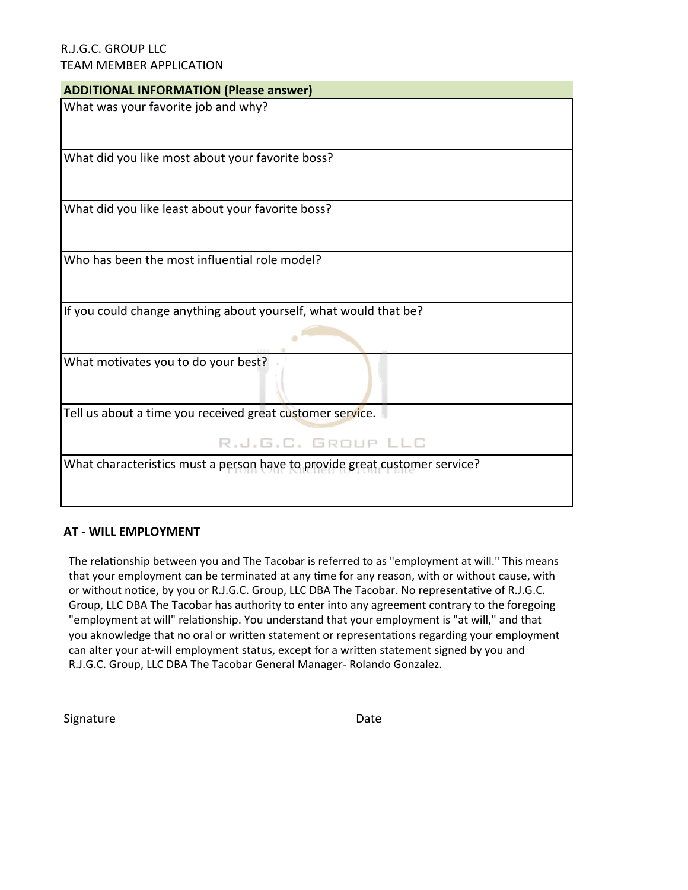R.J.G.C. GROUP LLC
TEAM MEMBER APPLICATION

| **ADDITIONAL INFORMATION (Please answer)** |
|---|
| What was your favorite job and why? |
| What did you like most about your favorite boss? |
| What did you like least about your favorite boss? |
| Who has been the most influential role model? |
| If you could change anything about yourself, what would that be? |
| What motivates you to do your best? |
| Tell us about a time you received great customer service. |
| What characteristics must a person have to provide great customer service? |

**AT - WILL EMPLOYMENT**

The relationship between you and The Tacobar is referred to as "employment at will." This means that your employment can be terminated at any time for any reason, with or without cause, with or without notice, by you or R.J.G.C. Group, LLC DBA The Tacobar. No representative of R.J.G.C. Group, LLC DBA The Tacobar has authority to enter into any agreement contrary to the foregoing "employment at will" relationship. You understand that your employment is "at will," and that you acknowledge that no oral or written statement or representations regarding your employment can alter your at-will employment status, except for a written statement signed by you and R.J.G.C. Group, LLC DBA The Tacobar General Manager- Rolando Gonzalez.

Signature ______________________ Date ______________________